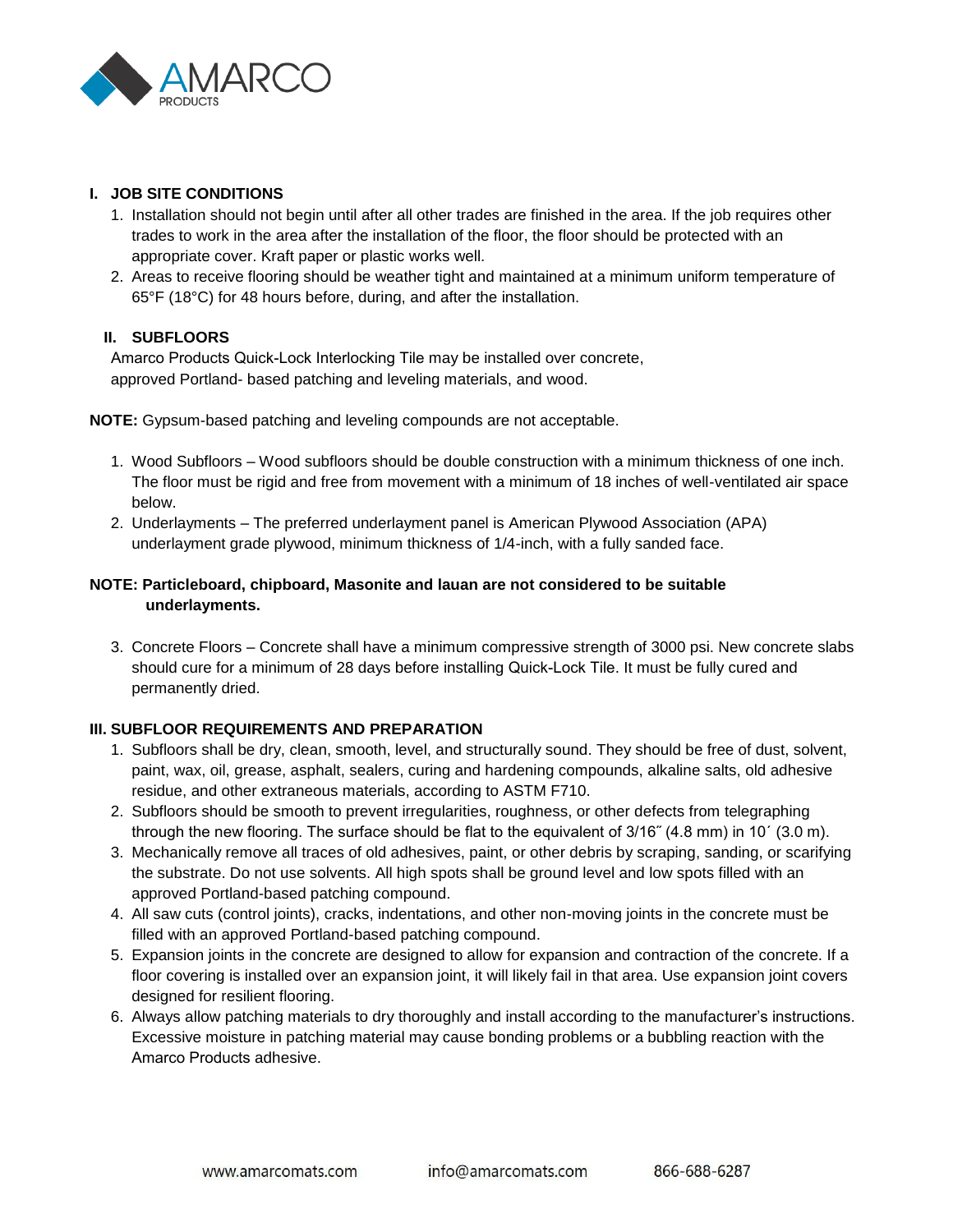## I. JOB SITE CONDITIONS

1. Installation should not begin until after all other trades are finished in the area. If the job requires other trades to work in the area after the installation of the floor, the floor should be protected with an appropriate cover. Kraft paper or plastic works well.
2. Areas to receive flooring should be weather tight and maintained at a minimum uniform temperature of 65°F (18°C) for 48 hours before, during, and after the installation.

## II. SUBFLOORS

Amarco Products Quick-Lock Interlocking Tile may be installed over concrete, approved Portland- based patching and leveling materials, and wood.

**NOTE:** Gypsum-based patching and leveling compounds are not acceptable.

1. Wood Subfloors – Wood subfloors should be double construction with a minimum thickness of one inch. The floor must be rigid and free from movement with a minimum of 18 inches of well-ventilated air space below.
2. Underlayments – The preferred underlayment panel is American Plywood Association (APA) underlayment grade plywood, minimum thickness of 1/4-inch, with a fully sanded face.

**NOTE: Particleboard, chipboard, Masonite and lauan are not considered to be suitable underlayments.**

3. Concrete Floors – Concrete shall have a minimum compressive strength of 3000 psi. New concrete slabs should cure for a minimum of 28 days before installing Quick-Lock Tile. It must be fully cured and permanently dried.

## III. SUBFLOOR REQUIREMENTS AND PREPARATION

1. Subfloors shall be dry, clean, smooth, level, and structurally sound. They should be free of dust, solvent, paint, wax, oil, grease, asphalt, sealers, curing and hardening compounds, alkaline salts, old adhesive residue, and other extraneous materials, according to ASTM F710.
2. Subfloors should be smooth to prevent irregularities, roughness, or other defects from telegraphing through the new flooring. The surface should be flat to the equivalent of 3/16˝ (4.8 mm) in 10´ (3.0 m).
3. Mechanically remove all traces of old adhesives, paint, or other debris by scraping, sanding, or scarifying the substrate. Do not use solvents. All high spots shall be ground level and low spots filled with an approved Portland-based patching compound.
4. All saw cuts (control joints), cracks, indentations, and other non-moving joints in the concrete must be filled with an approved Portland-based patching compound.
5. Expansion joints in the concrete are designed to allow for expansion and contraction of the concrete. If a floor covering is installed over an expansion joint, it will likely fail in that area. Use expansion joint covers designed for resilient flooring.
6. Always allow patching materials to dry thoroughly and install according to the manufacturer's instructions. Excessive moisture in patching material may cause bonding problems or a bubbling reaction with the Amarco Products adhesive.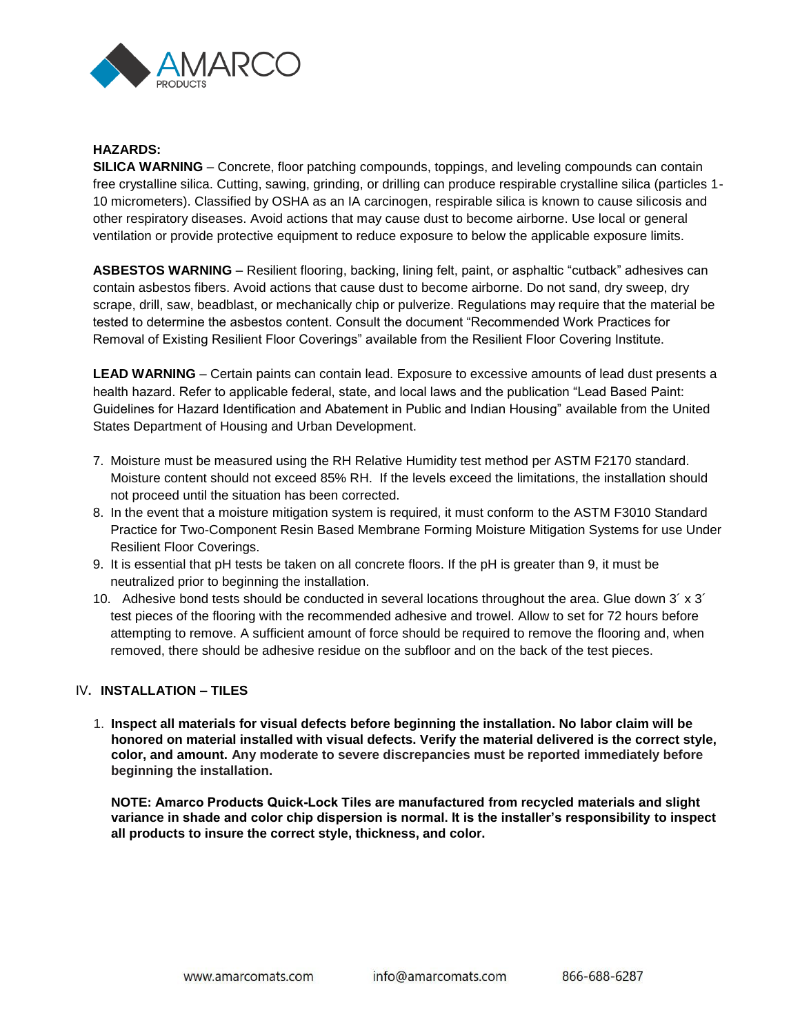**HAZARDS:**

**SILICA WARNING** – Concrete, floor patching compounds, toppings, and leveling compounds can contain free crystalline silica. Cutting, sawing, grinding, or drilling can produce respirable crystalline silica (particles 1-10 micrometers). Classified by OSHA as an IA carcinogen, respirable silica is known to cause silicosis and other respiratory diseases. Avoid actions that may cause dust to become airborne. Use local or general ventilation or provide protective equipment to reduce exposure to below the applicable exposure limits.

**ASBESTOS WARNING** – Resilient flooring, backing, lining felt, paint, or asphaltic "cutback" adhesives can contain asbestos fibers. Avoid actions that cause dust to become airborne. Do not sand, dry sweep, dry scrape, drill, saw, beadblast, or mechanically chip or pulverize. Regulations may require that the material be tested to determine the asbestos content. Consult the document "Recommended Work Practices for Removal of Existing Resilient Floor Coverings" available from the Resilient Floor Covering Institute.

**LEAD WARNING** – Certain paints can contain lead. Exposure to excessive amounts of lead dust presents a health hazard. Refer to applicable federal, state, and local laws and the publication "Lead Based Paint: Guidelines for Hazard Identification and Abatement in Public and Indian Housing" available from the United States Department of Housing and Urban Development.

7. Moisture must be measured using the RH Relative Humidity test method per ASTM F2170 standard. Moisture content should not exceed 85% RH. If the levels exceed the limitations, the installation should not proceed until the situation has been corrected.
8. In the event that a moisture mitigation system is required, it must conform to the ASTM F3010 Standard Practice for Two-Component Resin Based Membrane Forming Moisture Mitigation Systems for use Under Resilient Floor Coverings.
9. It is essential that pH tests be taken on all concrete floors. If the pH is greater than 9, it must be neutralized prior to beginning the installation.
10. Adhesive bond tests should be conducted in several locations throughout the area. Glue down 3´ x 3´ test pieces of the flooring with the recommended adhesive and trowel. Allow to set for 72 hours before attempting to remove. A sufficient amount of force should be required to remove the flooring and, when removed, there should be adhesive residue on the subfloor and on the back of the test pieces.

## IV. INSTALLATION – TILES

1. **Inspect all materials for visual defects before beginning the installation. No labor claim will be honored on material installed with visual defects. Verify the material delivered is the correct style, color, and amount. Any moderate to severe discrepancies must be reported immediately before beginning the installation.**

   **NOTE: Amarco Products Quick-Lock Tiles are manufactured from recycled materials and slight variance in shade and color chip dispersion is normal. It is the installer's responsibility to inspect all products to insure the correct style, thickness, and color.**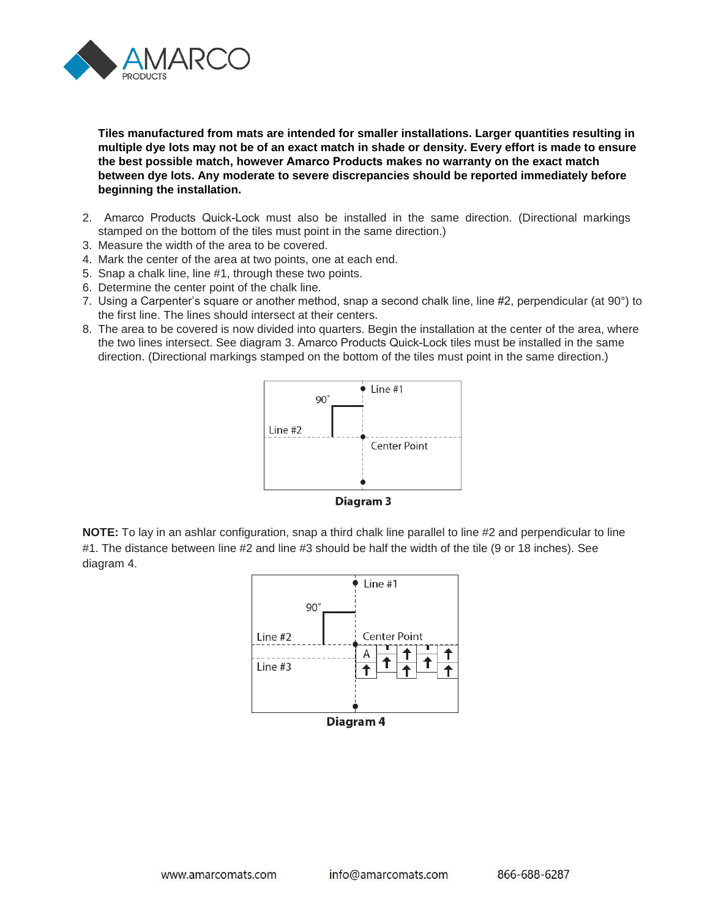**Tiles manufactured from mats are intended for smaller installations. Larger quantities resulting in multiple dye lots may not be of an exact match in shade or density. Every effort is made to ensure the best possible match, however Amarco Products makes no warranty on the exact match between dye lots. Any moderate to severe discrepancies should be reported immediately before beginning the installation.**

2. Amarco Products Quick-Lock must also be installed in the same direction. (Directional markings stamped on the bottom of the tiles must point in the same direction.)
3. Measure the width of the area to be covered.
4. Mark the center of the area at two points, one at each end.
5. Snap a chalk line, line #1, through these two points.
6. Determine the center point of the chalk line.
7. Using a Carpenter's square or another method, snap a second chalk line, line #2, perpendicular (at 90°) to the first line. The lines should intersect at their centers.
8. The area to be covered is now divided into quarters. Begin the installation at the center of the area, where the two lines intersect. See diagram 3. Amarco Products Quick-Lock tiles must be installed in the same direction. (Directional markings stamped on the bottom of the tiles must point in the same direction.)

Line #1
90°
Line #2
Center Point

**Diagram 3**

**NOTE:** To lay in an ashlar configuration, snap a third chalk line parallel to line #2 and perpendicular to line #1. The distance between line #2 and line #3 should be half the width of the tile (9 or 18 inches). See diagram 4.

Line #1
90°
Line #2
Center Point
Line #3
A

**Diagram 4**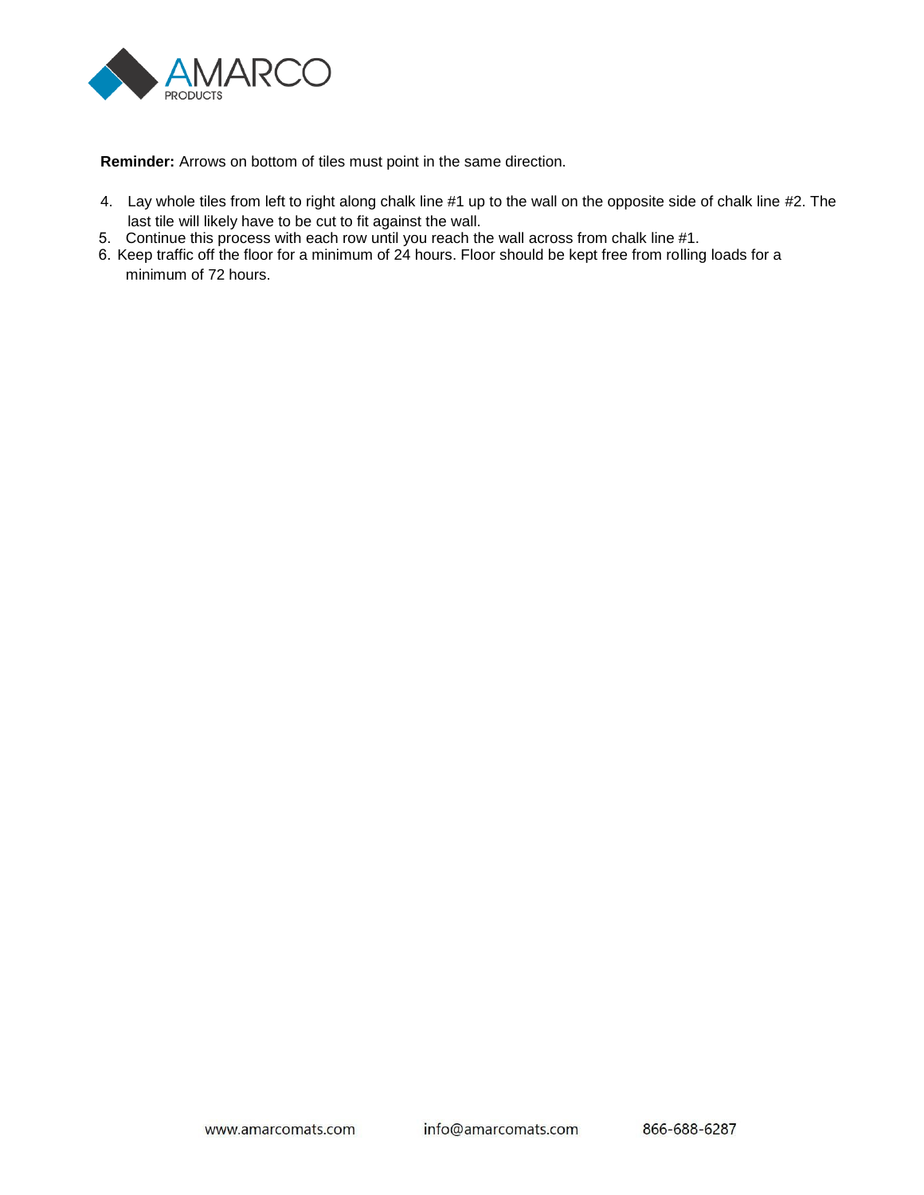**Reminder:** Arrows on bottom of tiles must point in the same direction.

4. Lay whole tiles from left to right along chalk line #1 up to the wall on the opposite side of chalk line #2. The last tile will likely have to be cut to fit against the wall.
5. Continue this process with each row until you reach the wall across from chalk line #1.
6. Keep traffic off the floor for a minimum of 24 hours. Floor should be kept free from rolling loads for a minimum of 72 hours.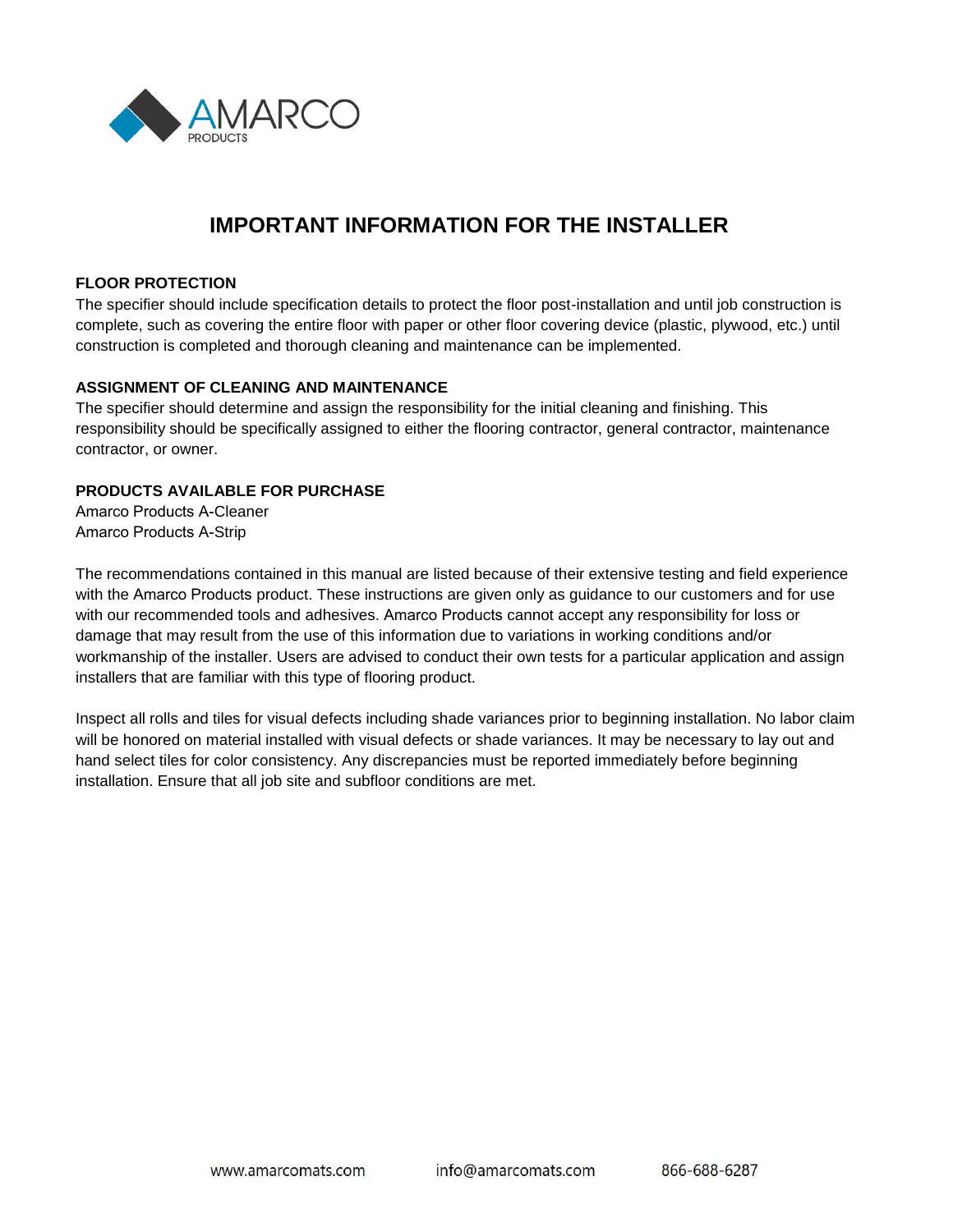# IMPORTANT INFORMATION FOR THE INSTALLER

**FLOOR PROTECTION**

The specifier should include specification details to protect the floor post-installation and until job construction is complete, such as covering the entire floor with paper or other floor covering device (plastic, plywood, etc.) until construction is completed and thorough cleaning and maintenance can be implemented.

**ASSIGNMENT OF CLEANING AND MAINTENANCE**

The specifier should determine and assign the responsibility for the initial cleaning and finishing. This responsibility should be specifically assigned to either the flooring contractor, general contractor, maintenance contractor, or owner.

**PRODUCTS AVAILABLE FOR PURCHASE**

Amarco Products A-Cleaner
Amarco Products A-Strip

The recommendations contained in this manual are listed because of their extensive testing and field experience with the Amarco Products product. These instructions are given only as guidance to our customers and for use with our recommended tools and adhesives. Amarco Products cannot accept any responsibility for loss or damage that may result from the use of this information due to variations in working conditions and/or workmanship of the installer. Users are advised to conduct their own tests for a particular application and assign installers that are familiar with this type of flooring product.

Inspect all rolls and tiles for visual defects including shade variances prior to beginning installation. No labor claim will be honored on material installed with visual defects or shade variances. It may be necessary to lay out and hand select tiles for color consistency. Any discrepancies must be reported immediately before beginning installation. Ensure that all job site and subfloor conditions are met.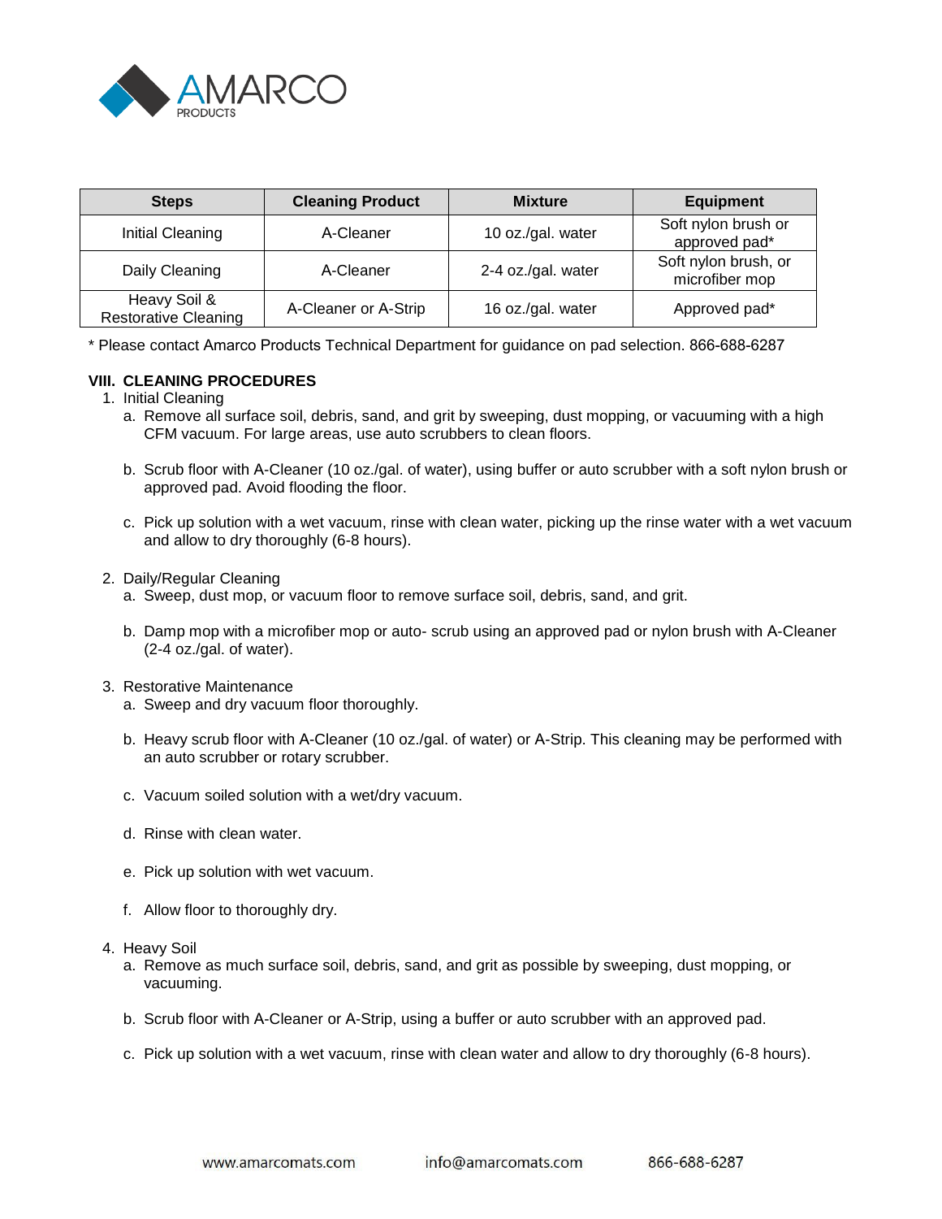| Steps | Cleaning Product | Mixture | Equipment |
| --- | --- | --- | --- |
| Initial Cleaning | A-Cleaner | 10 oz./gal. water | Soft nylon brush or approved pad* |
| Daily Cleaning | A-Cleaner | 2-4 oz./gal. water | Soft nylon brush, or microfiber mop |
| Heavy Soil & Restorative Cleaning | A-Cleaner or A-Strip | 16 oz./gal. water | Approved pad* |

* Please contact Amarco Products Technical Department for guidance on pad selection. 866-688-6287

## VIII. CLEANING PROCEDURES

1. Initial Cleaning
   a. Remove all surface soil, debris, sand, and grit by sweeping, dust mopping, or vacuuming with a high CFM vacuum. For large areas, use auto scrubbers to clean floors.

   b. Scrub floor with A-Cleaner (10 oz./gal. of water), using buffer or auto scrubber with a soft nylon brush or approved pad. Avoid flooding the floor.

   c. Pick up solution with a wet vacuum, rinse with clean water, picking up the rinse water with a wet vacuum and allow to dry thoroughly (6-8 hours).

2. Daily/Regular Cleaning
   a. Sweep, dust mop, or vacuum floor to remove surface soil, debris, sand, and grit.

   b. Damp mop with a microfiber mop or auto- scrub using an approved pad or nylon brush with A-Cleaner (2-4 oz./gal. of water).

3. Restorative Maintenance
   a. Sweep and dry vacuum floor thoroughly.

   b. Heavy scrub floor with A-Cleaner (10 oz./gal. of water) or A-Strip. This cleaning may be performed with an auto scrubber or rotary scrubber.

   c. Vacuum soiled solution with a wet/dry vacuum.

   d. Rinse with clean water.

   e. Pick up solution with wet vacuum.

   f. Allow floor to thoroughly dry.

4. Heavy Soil
   a. Remove as much surface soil, debris, sand, and grit as possible by sweeping, dust mopping, or vacuuming.

   b. Scrub floor with A-Cleaner or A-Strip, using a buffer or auto scrubber with an approved pad.

   c. Pick up solution with a wet vacuum, rinse with clean water and allow to dry thoroughly (6-8 hours).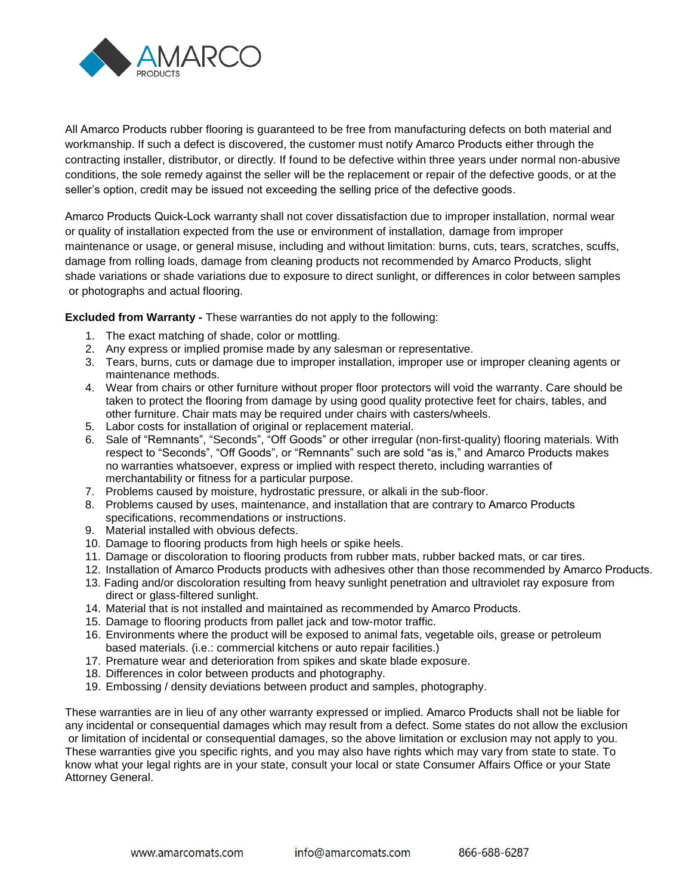AMARCO PRODUCTS

All Amarco Products rubber flooring is guaranteed to be free from manufacturing defects on both material and workmanship. If such a defect is discovered, the customer must notify Amarco Products either through the contracting installer, distributor, or directly. If found to be defective within three years under normal non-abusive conditions, the sole remedy against the seller will be the replacement or repair of the defective goods, or at the seller's option, credit may be issued not exceeding the selling price of the defective goods.

Amarco Products Quick-Lock warranty shall not cover dissatisfaction due to improper installation, normal wear or quality of installation expected from the use or environment of installation, damage from improper maintenance or usage, or general misuse, including and without limitation: burns, cuts, tears, scratches, scuffs, damage from rolling loads, damage from cleaning products not recommended by Amarco Products, slight shade variations or shade variations due to exposure to direct sunlight, or differences in color between samples or photographs and actual flooring.

**Excluded from Warranty -** These warranties do not apply to the following:

1. The exact matching of shade, color or mottling.
2. Any express or implied promise made by any salesman or representative.
3. Tears, burns, cuts or damage due to improper installation, improper use or improper cleaning agents or maintenance methods.
4. Wear from chairs or other furniture without proper floor protectors will void the warranty. Care should be taken to protect the flooring from damage by using good quality protective feet for chairs, tables, and other furniture. Chair mats may be required under chairs with casters/wheels.
5. Labor costs for installation of original or replacement material.
6. Sale of "Remnants", "Seconds", "Off Goods" or other irregular (non-first-quality) flooring materials. With respect to "Seconds", "Off Goods", or "Remnants" such are sold "as is," and Amarco Products makes no warranties whatsoever, express or implied with respect thereto, including warranties of merchantability or fitness for a particular purpose.
7. Problems caused by moisture, hydrostatic pressure, or alkali in the sub-floor.
8. Problems caused by uses, maintenance, and installation that are contrary to Amarco Products specifications, recommendations or instructions.
9. Material installed with obvious defects.
10. Damage to flooring products from high heels or spike heels.
11. Damage or discoloration to flooring products from rubber mats, rubber backed mats, or car tires.
12. Installation of Amarco Products products with adhesives other than those recommended by Amarco Products.
13. Fading and/or discoloration resulting from heavy sunlight penetration and ultraviolet ray exposure from direct or glass-filtered sunlight.
14. Material that is not installed and maintained as recommended by Amarco Products.
15. Damage to flooring products from pallet jack and tow-motor traffic.
16. Environments where the product will be exposed to animal fats, vegetable oils, grease or petroleum based materials. (i.e.: commercial kitchens or auto repair facilities.)
17. Premature wear and deterioration from spikes and skate blade exposure.
18. Differences in color between products and photography.
19. Embossing / density deviations between product and samples, photography.

These warranties are in lieu of any other warranty expressed or implied. Amarco Products shall not be liable for any incidental or consequential damages which may result from a defect. Some states do not allow the exclusion or limitation of incidental or consequential damages, so the above limitation or exclusion may not apply to you. These warranties give you specific rights, and you may also have rights which may vary from state to state. To know what your legal rights are in your state, consult your local or state Consumer Affairs Office or your State Attorney General.

www.amarcomats.com info@amarcomats.com 866-688-6287